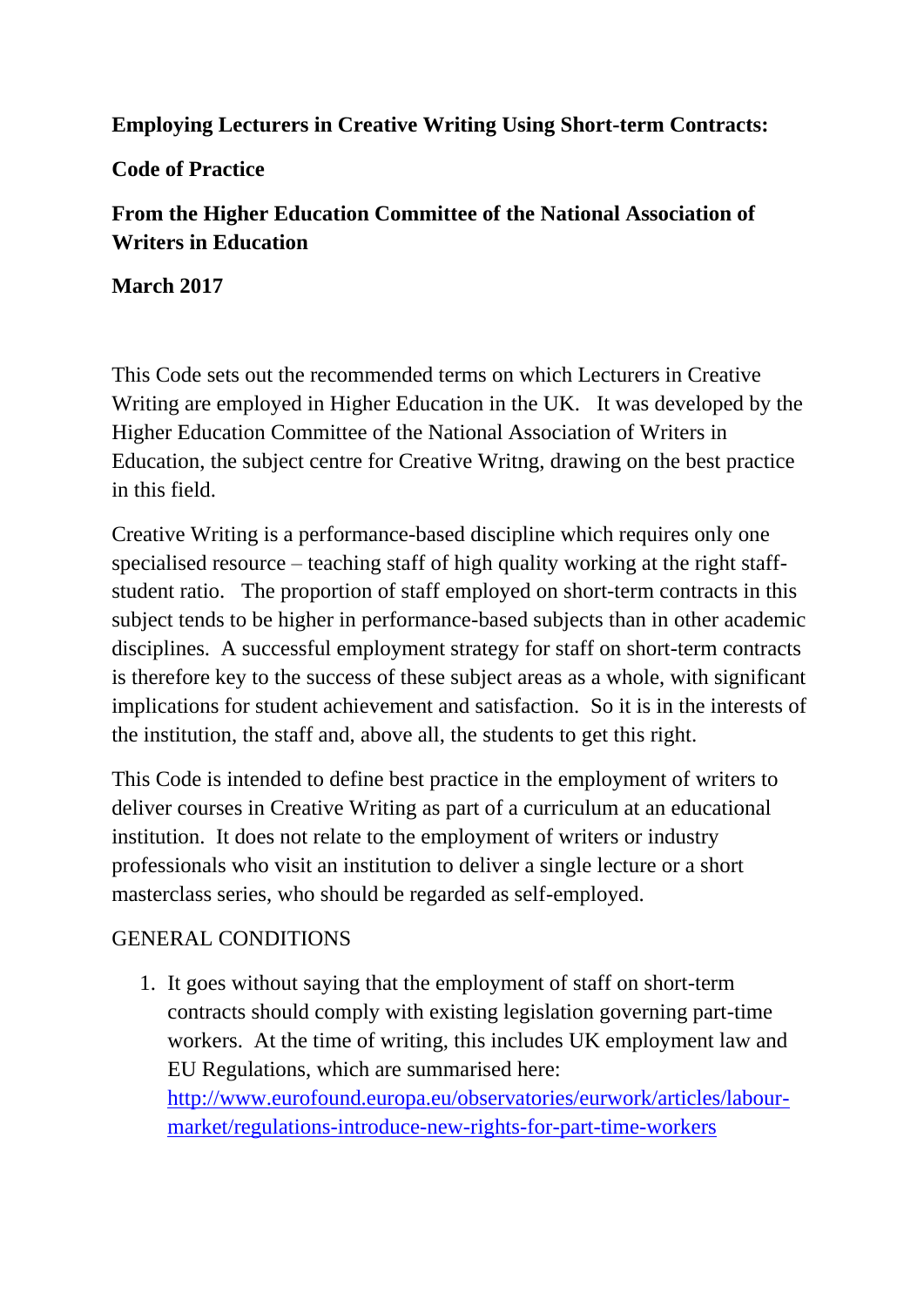**Employing Lecturers in Creative Writing Using Short-term Contracts:**

**Code of Practice**

**From the Higher Education Committee of the National Association of Writers in Education**

**March 2017**

This Code sets out the recommended terms on which Lecturers in Creative Writing are employed in Higher Education in the UK. It was developed by the Higher Education Committee of the National Association of Writers in Education, the subject centre for Creative Writng, drawing on the best practice in this field.

Creative Writing is a performance-based discipline which requires only one specialised resource – teaching staff of high quality working at the right staff-student ratio. The proportion of staff employed on short-term contracts in this subject tends to be higher in performance-based subjects than in other academic disciplines. A successful employment strategy for staff on short-term contracts is therefore key to the success of these subject areas as a whole, with significant implications for student achievement and satisfaction. So it is in the interests of the institution, the staff and, above all, the students to get this right.

This Code is intended to define best practice in the employment of writers to deliver courses in Creative Writing as part of a curriculum at an educational institution. It does not relate to the employment of writers or industry professionals who visit an institution to deliver a single lecture or a short masterclass series, who should be regarded as self-employed.

GENERAL CONDITIONS

1. It goes without saying that the employment of staff on short-term contracts should comply with existing legislation governing part-time workers. At the time of writing, this includes UK employment law and EU Regulations, which are summarised here: [http://www.eurofound.europa.eu/observatories/eurwork/articles/labour-market/regulations-introduce-new-rights-for-part-time-workers](http://www.eurofound.europa.eu/observatories/eurwork/articles/labour-market/regulations-introduce-new-rights-for-part-time-workers)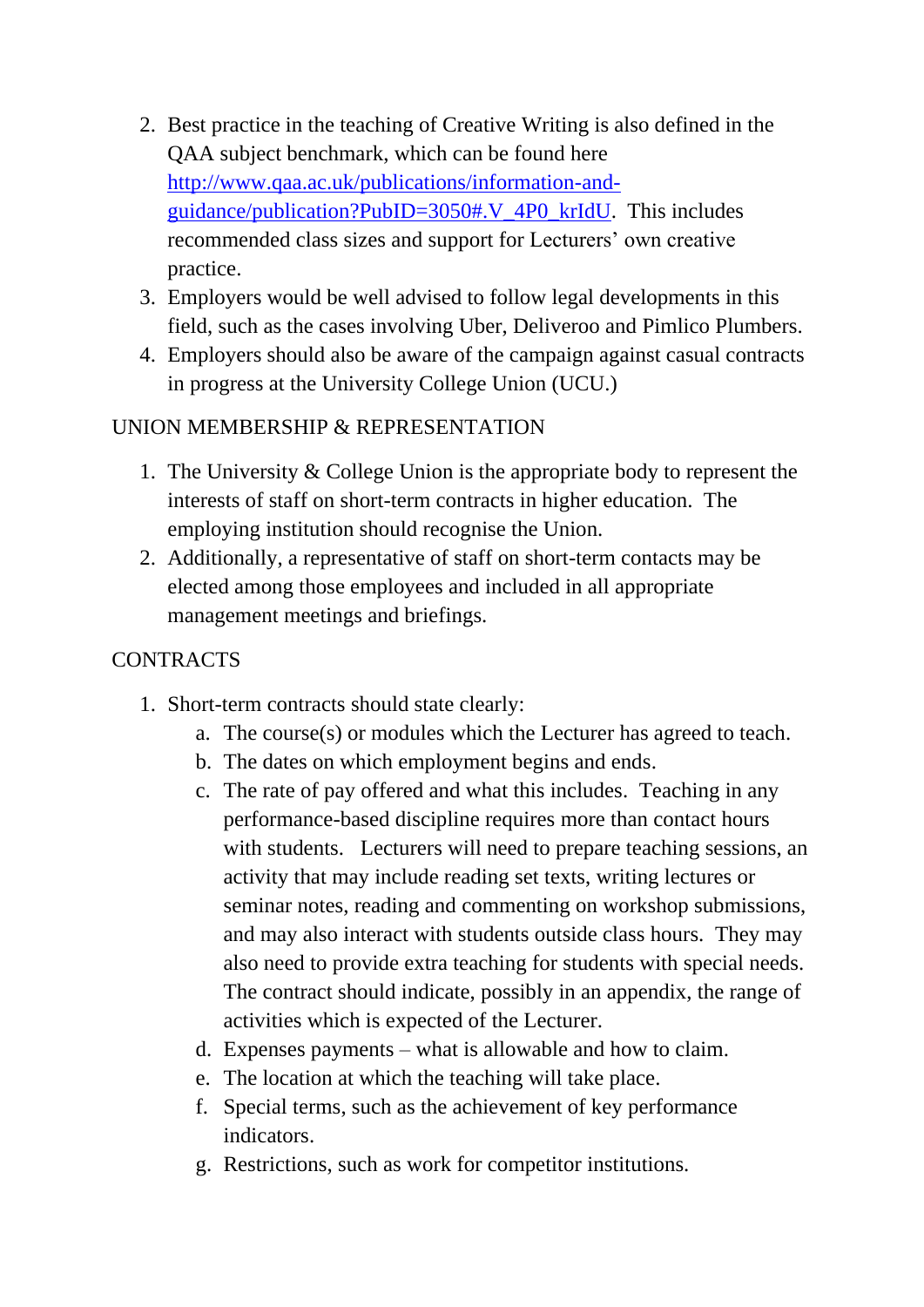2. Best practice in the teaching of Creative Writing is also defined in the QAA subject benchmark, which can be found here [http://www.qaa.ac.uk/publications/information-and-guidance/publication?PubID=3050#.V_4P0_krIdU](http://www.qaa.ac.uk/publications/information-and-guidance/publication?PubID=3050#.V_4P0_krIdU). This includes recommended class sizes and support for Lecturers' own creative practice.
3. Employers would be well advised to follow legal developments in this field, such as the cases involving Uber, Deliveroo and Pimlico Plumbers.
4. Employers should also be aware of the campaign against casual contracts in progress at the University College Union (UCU.)

## UNION MEMBERSHIP & REPRESENTATION

1. The University & College Union is the appropriate body to represent the interests of staff on short-term contracts in higher education. The employing institution should recognise the Union.
2. Additionally, a representative of staff on short-term contacts may be elected among those employees and included in all appropriate management meetings and briefings.

## CONTRACTS

1. Short-term contracts should state clearly:
   a. The course(s) or modules which the Lecturer has agreed to teach.
   b. The dates on which employment begins and ends.
   c. The rate of pay offered and what this includes. Teaching in any performance-based discipline requires more than contact hours with students. Lecturers will need to prepare teaching sessions, an activity that may include reading set texts, writing lectures or seminar notes, reading and commenting on workshop submissions, and may also interact with students outside class hours. They may also need to provide extra teaching for students with special needs. The contract should indicate, possibly in an appendix, the range of activities which is expected of the Lecturer.
   d. Expenses payments – what is allowable and how to claim.
   e. The location at which the teaching will take place.
   f. Special terms, such as the achievement of key performance indicators.
   g. Restrictions, such as work for competitor institutions.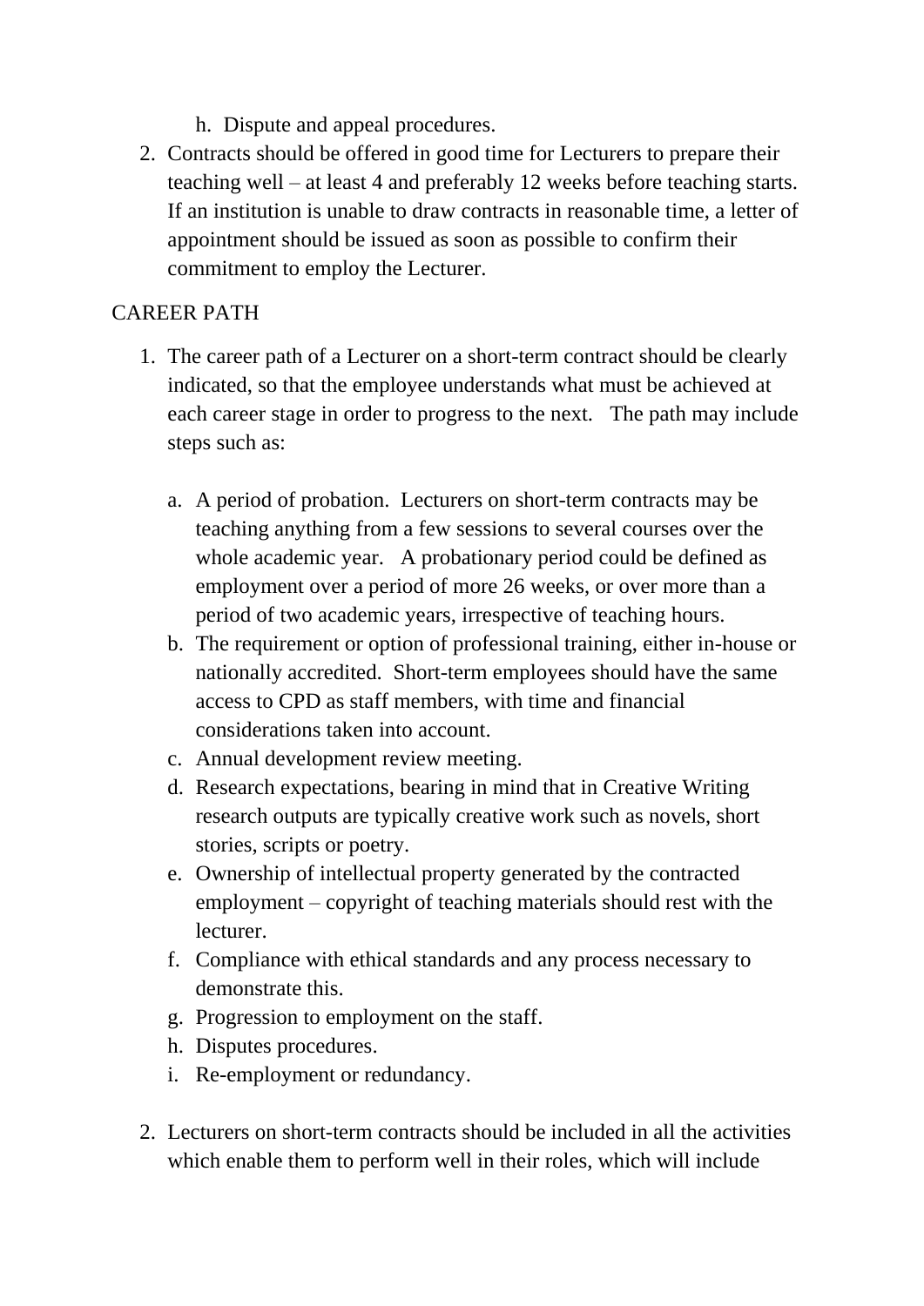h. Dispute and appeal procedures.

2. Contracts should be offered in good time for Lecturers to prepare their teaching well – at least 4 and preferably 12 weeks before teaching starts. If an institution is unable to draw contracts in reasonable time, a letter of appointment should be issued as soon as possible to confirm their commitment to employ the Lecturer.

CAREER PATH

1. The career path of a Lecturer on a short-term contract should be clearly indicated, so that the employee understands what must be achieved at each career stage in order to progress to the next. The path may include steps such as:

   a. A period of probation. Lecturers on short-term contracts may be teaching anything from a few sessions to several courses over the whole academic year. A probationary period could be defined as employment over a period of more 26 weeks, or over more than a period of two academic years, irrespective of teaching hours.
   b. The requirement or option of professional training, either in-house or nationally accredited. Short-term employees should have the same access to CPD as staff members, with time and financial considerations taken into account.
   c. Annual development review meeting.
   d. Research expectations, bearing in mind that in Creative Writing research outputs are typically creative work such as novels, short stories, scripts or poetry.
   e. Ownership of intellectual property generated by the contracted employment – copyright of teaching materials should rest with the lecturer.
   f. Compliance with ethical standards and any process necessary to demonstrate this.
   g. Progression to employment on the staff.
   h. Disputes procedures.
   i. Re-employment or redundancy.

2. Lecturers on short-term contracts should be included in all the activities which enable them to perform well in their roles, which will include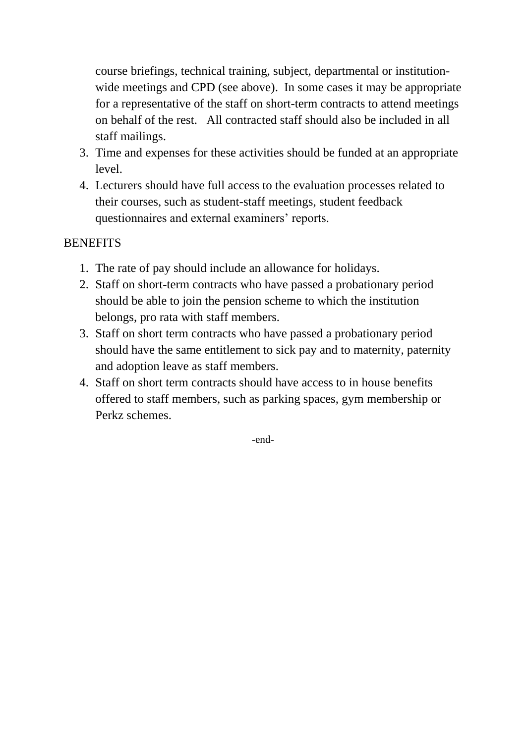course briefings, technical training, subject, departmental or institution-wide meetings and CPD (see above).  In some cases it may be appropriate for a representative of the staff on short-term contracts to attend meetings on behalf of the rest.   All contracted staff should also be included in all staff mailings.

3. Time and expenses for these activities should be funded at an appropriate level.
4. Lecturers should have full access to the evaluation processes related to their courses, such as student-staff meetings, student feedback questionnaires and external examiners' reports.

BENEFITS

1. The rate of pay should include an allowance for holidays.
2. Staff on short-term contracts who have passed a probationary period should be able to join the pension scheme to which the institution belongs, pro rata with staff members.
3. Staff on short term contracts who have passed a probationary period should have the same entitlement to sick pay and to maternity, paternity and adoption leave as staff members.
4. Staff on short term contracts should have access to in house benefits offered to staff members, such as parking spaces, gym membership or Perkz schemes.

-end-